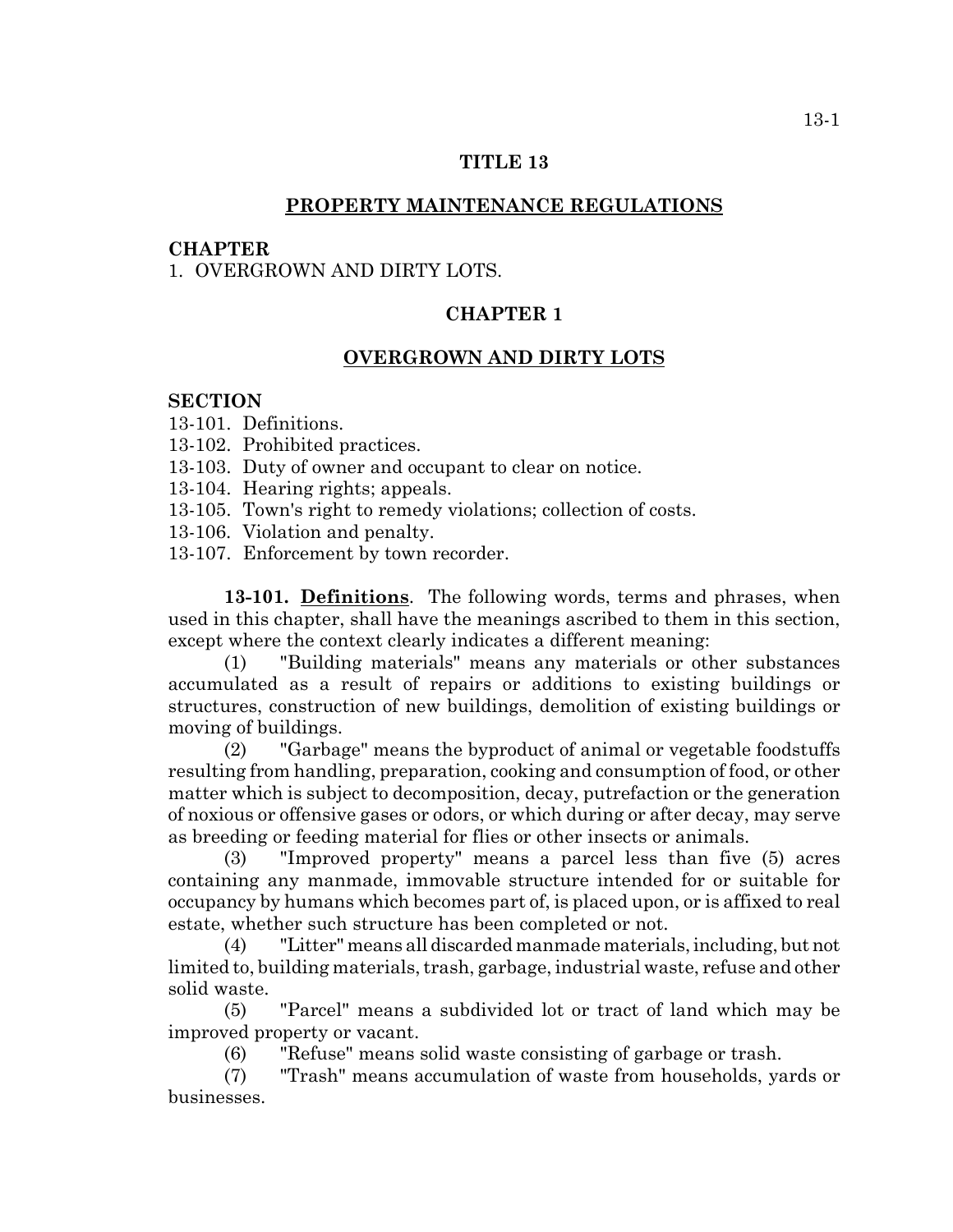# TITLE 13

## PROPERTY MAINTENANCE REGULATIONS

**CHAPTER**

1. OVERGROWN AND DIRTY LOTS.

## CHAPTER 1

## OVERGROWN AND DIRTY LOTS

**SECTION**

13-101. Definitions.
13-102. Prohibited practices.
13-103. Duty of owner and occupant to clear on notice.
13-104. Hearing rights; appeals.
13-105. Town's right to remedy violations; collection of costs.
13-106. Violation and penalty.
13-107. Enforcement by town recorder.

**13-101. Definitions**. The following words, terms and phrases, when used in this chapter, shall have the meanings ascribed to them in this section, except where the context clearly indicates a different meaning:

(1) "Building materials" means any materials or other substances accumulated as a result of repairs or additions to existing buildings or structures, construction of new buildings, demolition of existing buildings or moving of buildings.

(2) "Garbage" means the byproduct of animal or vegetable foodstuffs resulting from handling, preparation, cooking and consumption of food, or other matter which is subject to decomposition, decay, putrefaction or the generation of noxious or offensive gases or odors, or which during or after decay, may serve as breeding or feeding material for flies or other insects or animals.

(3) "Improved property" means a parcel less than five (5) acres containing any manmade, immovable structure intended for or suitable for occupancy by humans which becomes part of, is placed upon, or is affixed to real estate, whether such structure has been completed or not.

(4) "Litter" means all discarded manmade materials, including, but not limited to, building materials, trash, garbage, industrial waste, refuse and other solid waste.

(5) "Parcel" means a subdivided lot or tract of land which may be improved property or vacant.

(6) "Refuse" means solid waste consisting of garbage or trash.

(7) "Trash" means accumulation of waste from households, yards or businesses.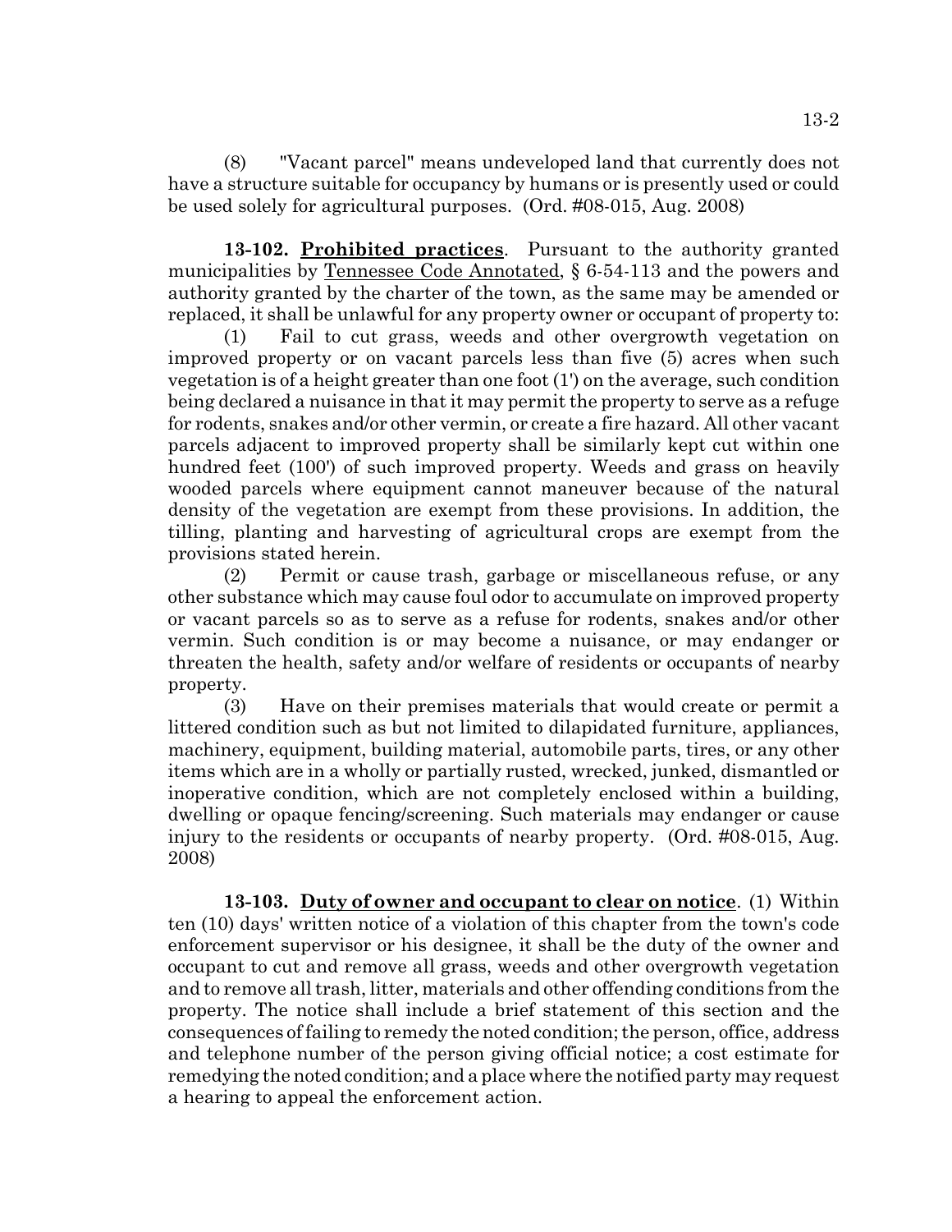(8) "Vacant parcel" means undeveloped land that currently does not have a structure suitable for occupancy by humans or is presently used or could be used solely for agricultural purposes. (Ord. #08-015, Aug. 2008)

**13-102. Prohibited practices**. Pursuant to the authority granted municipalities by Tennessee Code Annotated, § 6-54-113 and the powers and authority granted by the charter of the town, as the same may be amended or replaced, it shall be unlawful for any property owner or occupant of property to:

(1) Fail to cut grass, weeds and other overgrowth vegetation on improved property or on vacant parcels less than five (5) acres when such vegetation is of a height greater than one foot (1') on the average, such condition being declared a nuisance in that it may permit the property to serve as a refuge for rodents, snakes and/or other vermin, or create a fire hazard. All other vacant parcels adjacent to improved property shall be similarly kept cut within one hundred feet (100') of such improved property. Weeds and grass on heavily wooded parcels where equipment cannot maneuver because of the natural density of the vegetation are exempt from these provisions. In addition, the tilling, planting and harvesting of agricultural crops are exempt from the provisions stated herein.

(2) Permit or cause trash, garbage or miscellaneous refuse, or any other substance which may cause foul odor to accumulate on improved property or vacant parcels so as to serve as a refuse for rodents, snakes and/or other vermin. Such condition is or may become a nuisance, or may endanger or threaten the health, safety and/or welfare of residents or occupants of nearby property.

(3) Have on their premises materials that would create or permit a littered condition such as but not limited to dilapidated furniture, appliances, machinery, equipment, building material, automobile parts, tires, or any other items which are in a wholly or partially rusted, wrecked, junked, dismantled or inoperative condition, which are not completely enclosed within a building, dwelling or opaque fencing/screening. Such materials may endanger or cause injury to the residents or occupants of nearby property. (Ord. #08-015, Aug. 2008)

**13-103. Duty of owner and occupant to clear on notice**. (1) Within ten (10) days' written notice of a violation of this chapter from the town's code enforcement supervisor or his designee, it shall be the duty of the owner and occupant to cut and remove all grass, weeds and other overgrowth vegetation and to remove all trash, litter, materials and other offending conditions from the property. The notice shall include a brief statement of this section and the consequences of failing to remedy the noted condition; the person, office, address and telephone number of the person giving official notice; a cost estimate for remedying the noted condition; and a place where the notified party may request a hearing to appeal the enforcement action.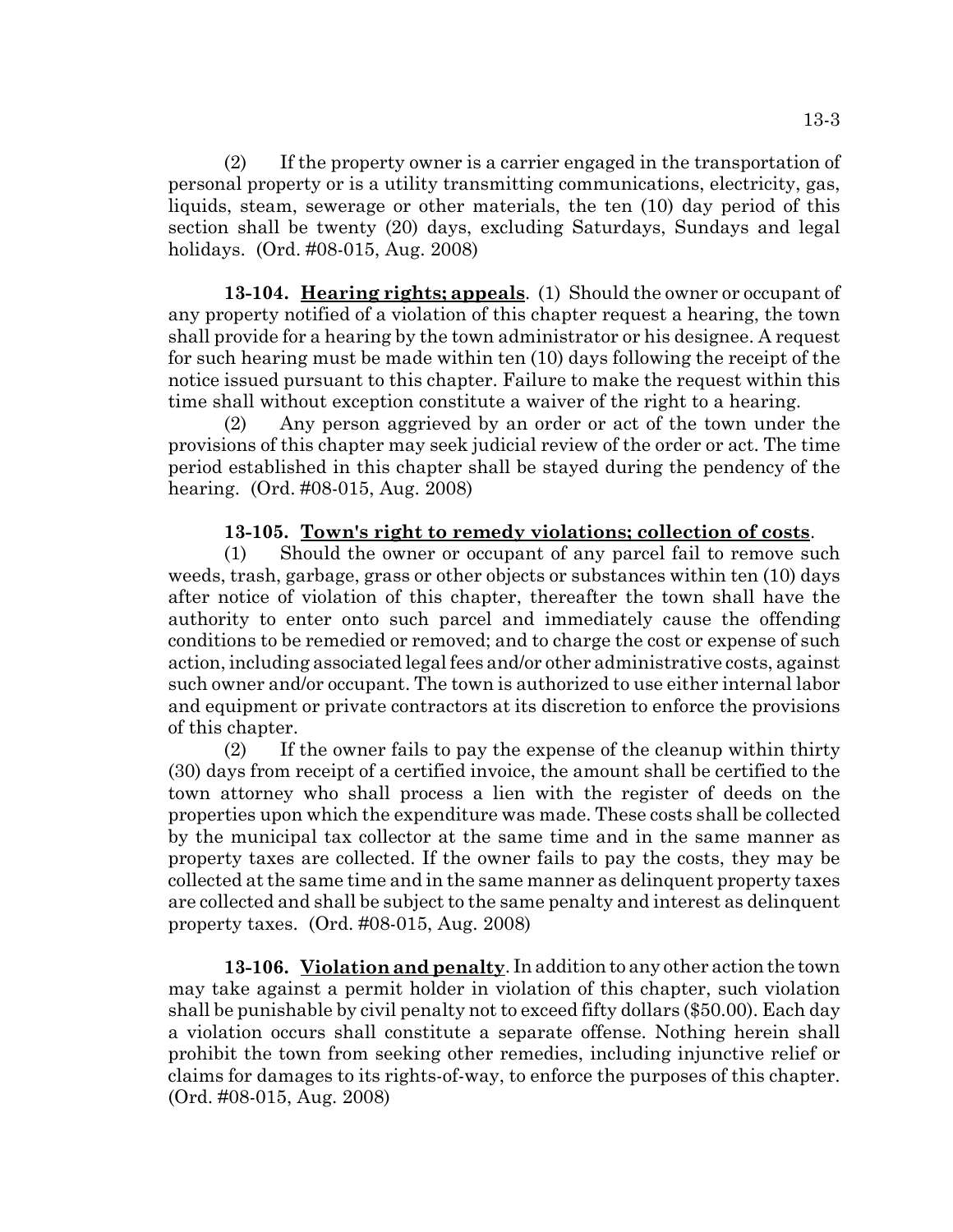(2) If the property owner is a carrier engaged in the transportation of personal property or is a utility transmitting communications, electricity, gas, liquids, steam, sewerage or other materials, the ten (10) day period of this section shall be twenty (20) days, excluding Saturdays, Sundays and legal holidays. (Ord. #08-015, Aug. 2008)

**13-104. Hearing rights; appeals**. (1) Should the owner or occupant of any property notified of a violation of this chapter request a hearing, the town shall provide for a hearing by the town administrator or his designee. A request for such hearing must be made within ten (10) days following the receipt of the notice issued pursuant to this chapter. Failure to make the request within this time shall without exception constitute a waiver of the right to a hearing.

(2) Any person aggrieved by an order or act of the town under the provisions of this chapter may seek judicial review of the order or act. The time period established in this chapter shall be stayed during the pendency of the hearing. (Ord. #08-015, Aug. 2008)

**13-105. Town's right to remedy violations; collection of costs**.

(1) Should the owner or occupant of any parcel fail to remove such weeds, trash, garbage, grass or other objects or substances within ten (10) days after notice of violation of this chapter, thereafter the town shall have the authority to enter onto such parcel and immediately cause the offending conditions to be remedied or removed; and to charge the cost or expense of such action, including associated legal fees and/or other administrative costs, against such owner and/or occupant. The town is authorized to use either internal labor and equipment or private contractors at its discretion to enforce the provisions of this chapter.

(2) If the owner fails to pay the expense of the cleanup within thirty (30) days from receipt of a certified invoice, the amount shall be certified to the town attorney who shall process a lien with the register of deeds on the properties upon which the expenditure was made. These costs shall be collected by the municipal tax collector at the same time and in the same manner as property taxes are collected. If the owner fails to pay the costs, they may be collected at the same time and in the same manner as delinquent property taxes are collected and shall be subject to the same penalty and interest as delinquent property taxes. (Ord. #08-015, Aug. 2008)

**13-106. Violation and penalty**. In addition to any other action the town may take against a permit holder in violation of this chapter, such violation shall be punishable by civil penalty not to exceed fifty dollars ($50.00). Each day a violation occurs shall constitute a separate offense. Nothing herein shall prohibit the town from seeking other remedies, including injunctive relief or claims for damages to its rights-of-way, to enforce the purposes of this chapter. (Ord. #08-015, Aug. 2008)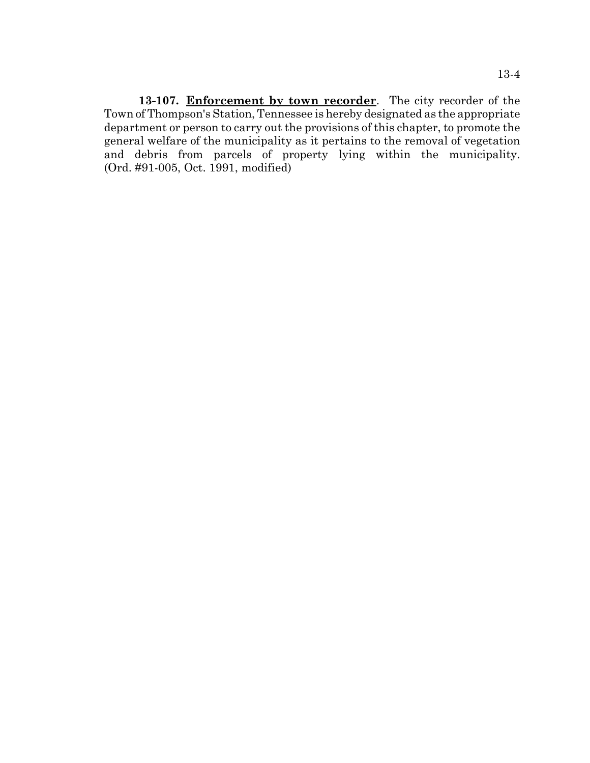**13-107. Enforcement by town recorder**. The city recorder of the Town of Thompson's Station, Tennessee is hereby designated as the appropriate department or person to carry out the provisions of this chapter, to promote the general welfare of the municipality as it pertains to the removal of vegetation and debris from parcels of property lying within the municipality. (Ord. #91-005, Oct. 1991, modified)